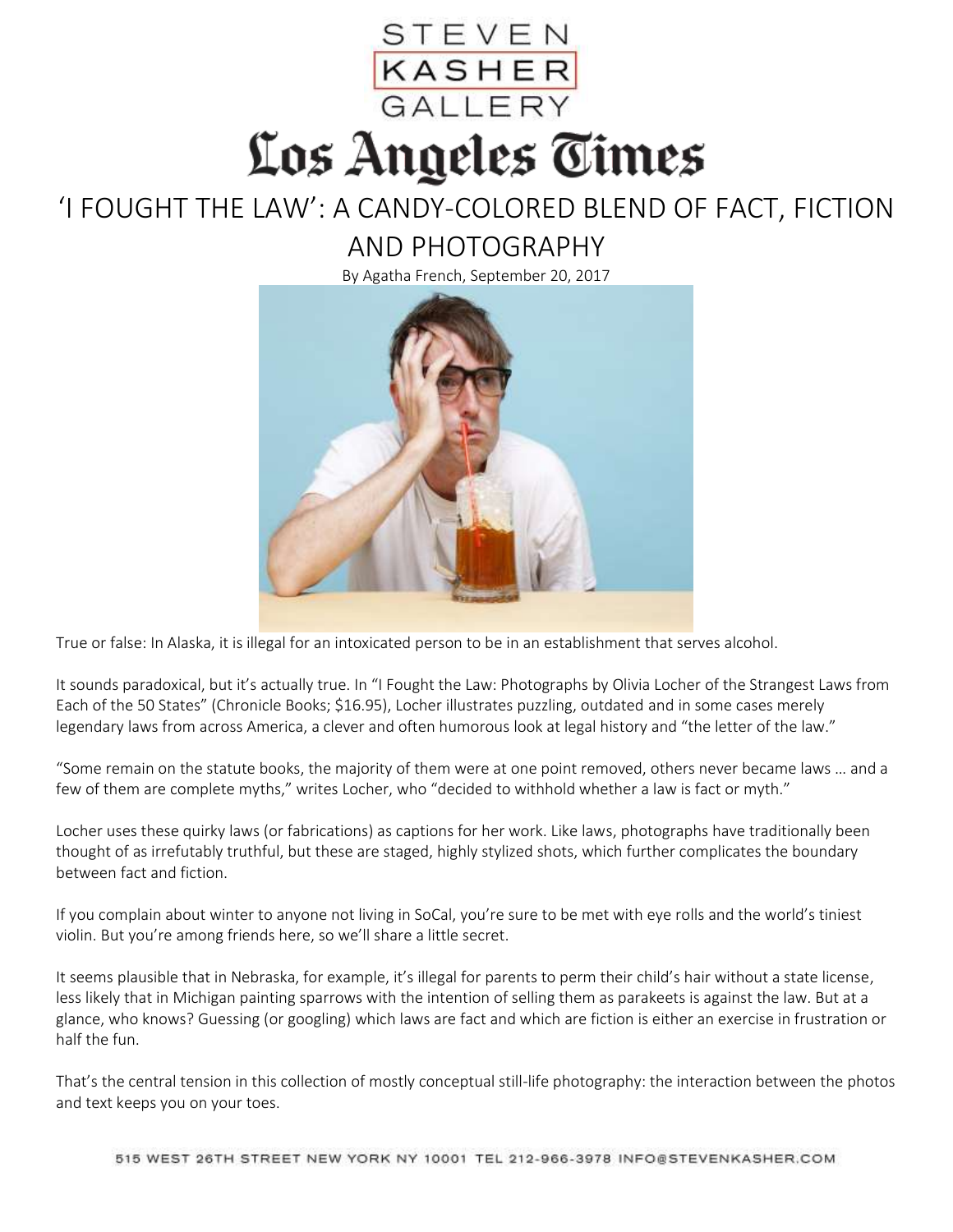STEVEN KASHER GALLERY

Los Angeles Times

# 'I FOUGHT THE LAW': A CANDY-COLORED BLEND OF FACT, FICTION AND PHOTOGRAPHY

By Agatha French, September 20, 2017

True or false: In Alaska, it is illegal for an intoxicated person to be in an establishment that serves alcohol.

It sounds paradoxical, but it's actually true. In "I Fought the Law: Photographs by Olivia Locher of the Strangest Laws from Each of the 50 States" (Chronicle Books; $16.95), Locher illustrates puzzling, outdated and in some cases merely legendary laws from across America, a clever and often humorous look at legal history and "the letter of the law."

"Some remain on the statute books, the majority of them were at one point removed, others never became laws … and a few of them are complete myths," writes Locher, who "decided to withhold whether a law is fact or myth."

Locher uses these quirky laws (or fabrications) as captions for her work. Like laws, photographs have traditionally been thought of as irrefutably truthful, but these are staged, highly stylized shots, which further complicates the boundary between fact and fiction.

If you complain about winter to anyone not living in SoCal, you're sure to be met with eye rolls and the world's tiniest violin. But you're among friends here, so we'll share a little secret.

It seems plausible that in Nebraska, for example, it's illegal for parents to perm their child's hair without a state license, less likely that in Michigan painting sparrows with the intention of selling them as parakeets is against the law. But at a glance, who knows? Guessing (or googling) which laws are fact and which are fiction is either an exercise in frustration or half the fun.

That's the central tension in this collection of mostly conceptual still-life photography: the interaction between the photos and text keeps you on your toes.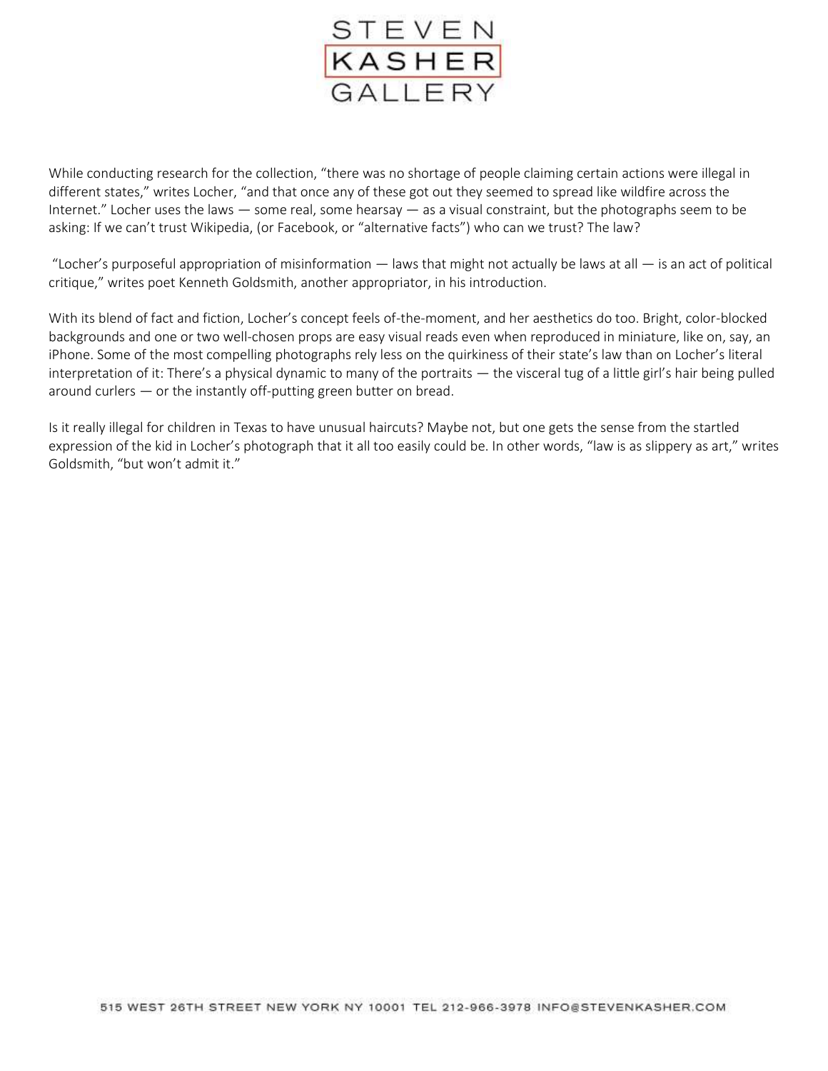While conducting research for the collection, "there was no shortage of people claiming certain actions were illegal in different states," writes Locher, "and that once any of these got out they seemed to spread like wildfire across the Internet." Locher uses the laws — some real, some hearsay — as a visual constraint, but the photographs seem to be asking: If we can't trust Wikipedia, (or Facebook, or "alternative facts") who can we trust? The law?

"Locher's purposeful appropriation of misinformation — laws that might not actually be laws at all — is an act of political critique," writes poet Kenneth Goldsmith, another appropriator, in his introduction.

With its blend of fact and fiction, Locher's concept feels of-the-moment, and her aesthetics do too. Bright, color-blocked backgrounds and one or two well-chosen props are easy visual reads even when reproduced in miniature, like on, say, an iPhone. Some of the most compelling photographs rely less on the quirkiness of their state's law than on Locher's literal interpretation of it: There's a physical dynamic to many of the portraits — the visceral tug of a little girl's hair being pulled around curlers — or the instantly off-putting green butter on bread.

Is it really illegal for children in Texas to have unusual haircuts? Maybe not, but one gets the sense from the startled expression of the kid in Locher's photograph that it all too easily could be. In other words, "law is as slippery as art," writes Goldsmith, "but won't admit it."